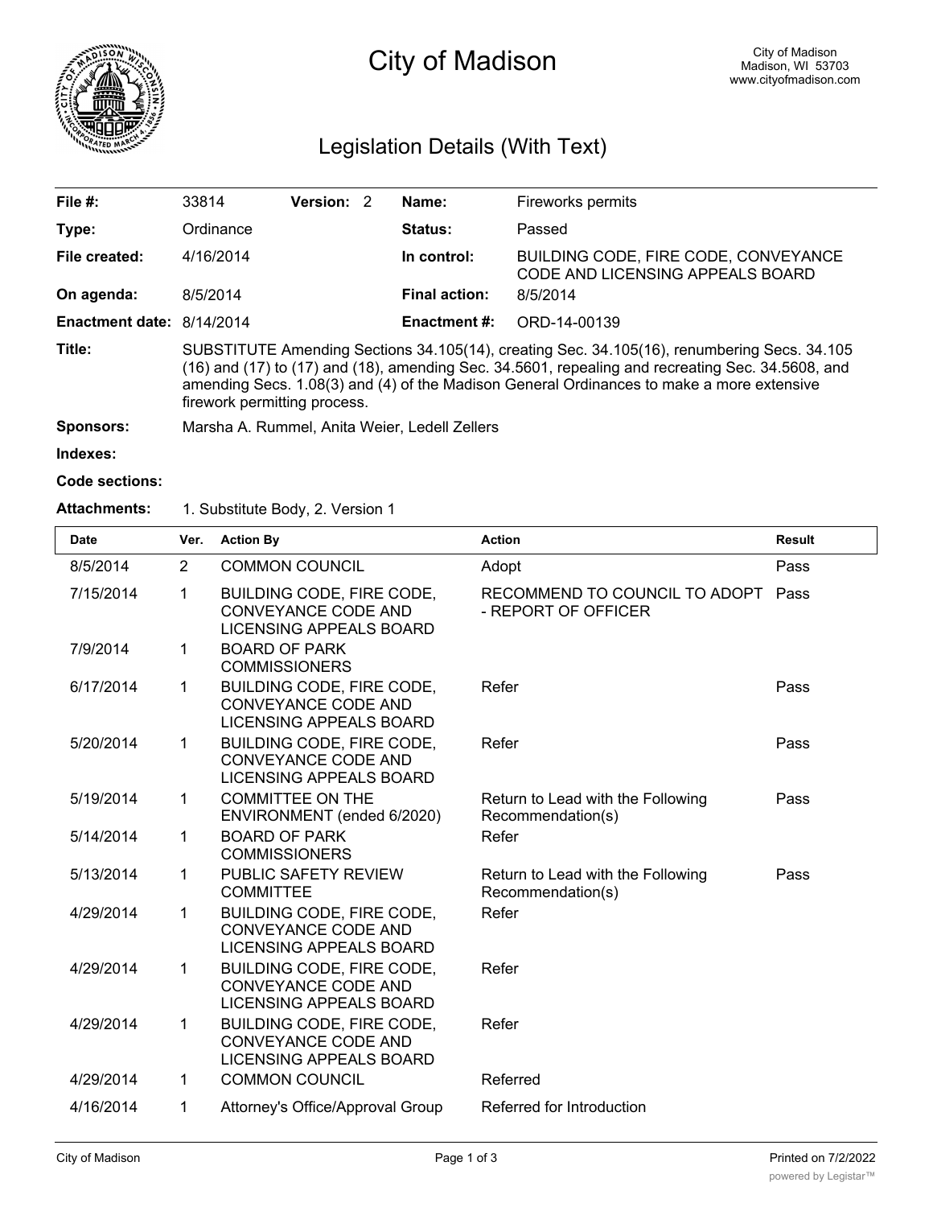# City of Madison

City of Madison
Madison, WI 53703
www.cityofmadison.com

## Legislation Details (With Text)

| | | | |
|---|---|---|---|
| **File #:** | 33814 **Version:** 2 | **Name:** | Fireworks permits |
| **Type:** | Ordinance | **Status:** | Passed |
| **File created:** | 4/16/2014 | **In control:** | BUILDING CODE, FIRE CODE, CONVEYANCE CODE AND LICENSING APPEALS BOARD |
| **On agenda:** | 8/5/2014 | **Final action:** | 8/5/2014 |
| **Enactment date:** | 8/14/2014 | **Enactment #:** | ORD-14-00139 |

**Title:** SUBSTITUTE Amending Sections 34.105(14), creating Sec. 34.105(16), renumbering Secs. 34.105 (16) and (17) to (17) and (18), amending Sec. 34.5601, repealing and recreating Sec. 34.5608, and amending Secs. 1.08(3) and (4) of the Madison General Ordinances to make a more extensive firework permitting process.

**Sponsors:** Marsha A. Rummel, Anita Weier, Ledell Zellers

**Indexes:**

**Code sections:**

**Attachments:** 1. Substitute Body, 2. Version 1

| Date | Ver. | Action By | Action | Result |
|---|---|---|---|---|
| 8/5/2014 | 2 | COMMON COUNCIL | Adopt | Pass |
| 7/15/2014 | 1 | BUILDING CODE, FIRE CODE, CONVEYANCE CODE AND LICENSING APPEALS BOARD | RECOMMEND TO COUNCIL TO ADOPT - REPORT OF OFFICER | Pass |
| 7/9/2014 | 1 | BOARD OF PARK COMMISSIONERS | | |
| 6/17/2014 | 1 | BUILDING CODE, FIRE CODE, CONVEYANCE CODE AND LICENSING APPEALS BOARD | Refer | Pass |
| 5/20/2014 | 1 | BUILDING CODE, FIRE CODE, CONVEYANCE CODE AND LICENSING APPEALS BOARD | Refer | Pass |
| 5/19/2014 | 1 | COMMITTEE ON THE ENVIRONMENT (ended 6/2020) | Return to Lead with the Following Recommendation(s) | Pass |
| 5/14/2014 | 1 | BOARD OF PARK COMMISSIONERS | Refer | |
| 5/13/2014 | 1 | PUBLIC SAFETY REVIEW COMMITTEE | Return to Lead with the Following Recommendation(s) | Pass |
| 4/29/2014 | 1 | BUILDING CODE, FIRE CODE, CONVEYANCE CODE AND LICENSING APPEALS BOARD | Refer | |
| 4/29/2014 | 1 | BUILDING CODE, FIRE CODE, CONVEYANCE CODE AND LICENSING APPEALS BOARD | Refer | |
| 4/29/2014 | 1 | BUILDING CODE, FIRE CODE, CONVEYANCE CODE AND LICENSING APPEALS BOARD | Refer | |
| 4/29/2014 | 1 | COMMON COUNCIL | Referred | |
| 4/16/2014 | 1 | Attorney's Office/Approval Group | Referred for Introduction | |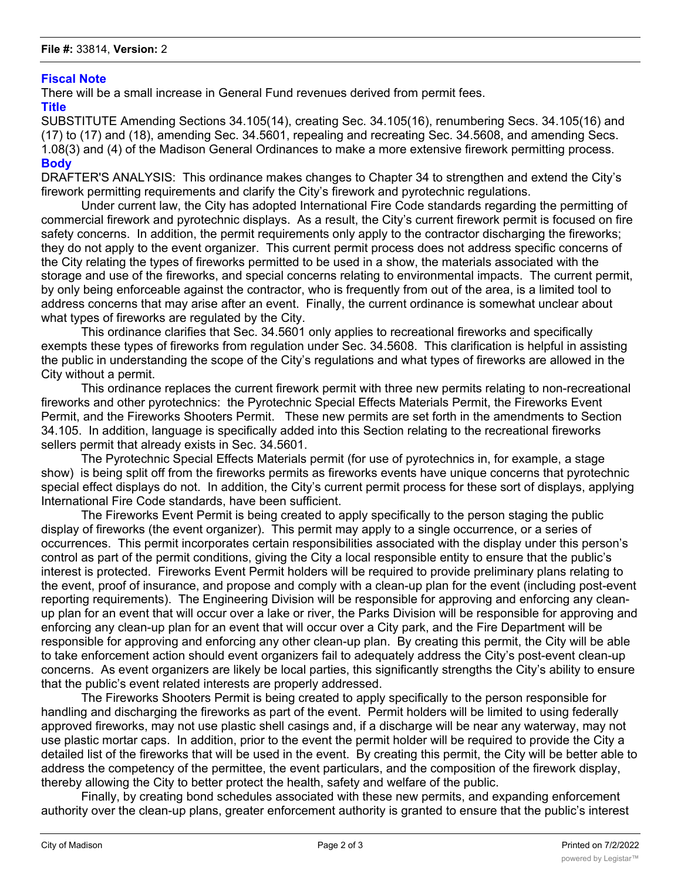**File #:** 33814, **Version:** 2

### Fiscal Note

There will be a small increase in General Fund revenues derived from permit fees.

### Title

SUBSTITUTE Amending Sections 34.105(14), creating Sec. 34.105(16), renumbering Secs. 34.105(16) and (17) to (17) and (18), amending Sec. 34.5601, repealing and recreating Sec. 34.5608, and amending Secs. 1.08(3) and (4) of the Madison General Ordinances to make a more extensive firework permitting process.

### Body

DRAFTER'S ANALYSIS: This ordinance makes changes to Chapter 34 to strengthen and extend the City's firework permitting requirements and clarify the City's firework and pyrotechnic regulations.

Under current law, the City has adopted International Fire Code standards regarding the permitting of commercial firework and pyrotechnic displays. As a result, the City's current firework permit is focused on fire safety concerns. In addition, the permit requirements only apply to the contractor discharging the fireworks; they do not apply to the event organizer. This current permit process does not address specific concerns of the City relating the types of fireworks permitted to be used in a show, the materials associated with the storage and use of the fireworks, and special concerns relating to environmental impacts. The current permit, by only being enforceable against the contractor, who is frequently from out of the area, is a limited tool to address concerns that may arise after an event. Finally, the current ordinance is somewhat unclear about what types of fireworks are regulated by the City.

This ordinance clarifies that Sec. 34.5601 only applies to recreational fireworks and specifically exempts these types of fireworks from regulation under Sec. 34.5608. This clarification is helpful in assisting the public in understanding the scope of the City's regulations and what types of fireworks are allowed in the City without a permit.

This ordinance replaces the current firework permit with three new permits relating to non-recreational fireworks and other pyrotechnics: the Pyrotechnic Special Effects Materials Permit, the Fireworks Event Permit, and the Fireworks Shooters Permit. These new permits are set forth in the amendments to Section 34.105. In addition, language is specifically added into this Section relating to the recreational fireworks sellers permit that already exists in Sec. 34.5601.

The Pyrotechnic Special Effects Materials permit (for use of pyrotechnics in, for example, a stage show) is being split off from the fireworks permits as fireworks events have unique concerns that pyrotechnic special effect displays do not. In addition, the City's current permit process for these sort of displays, applying International Fire Code standards, have been sufficient.

The Fireworks Event Permit is being created to apply specifically to the person staging the public display of fireworks (the event organizer). This permit may apply to a single occurrence, or a series of occurrences. This permit incorporates certain responsibilities associated with the display under this person's control as part of the permit conditions, giving the City a local responsible entity to ensure that the public's interest is protected. Fireworks Event Permit holders will be required to provide preliminary plans relating to the event, proof of insurance, and propose and comply with a clean-up plan for the event (including post-event reporting requirements). The Engineering Division will be responsible for approving and enforcing any clean-up plan for an event that will occur over a lake or river, the Parks Division will be responsible for approving and enforcing any clean-up plan for an event that will occur over a City park, and the Fire Department will be responsible for approving and enforcing any other clean-up plan. By creating this permit, the City will be able to take enforcement action should event organizers fail to adequately address the City's post-event clean-up concerns. As event organizers are likely be local parties, this significantly strengths the City's ability to ensure that the public's event related interests are properly addressed.

The Fireworks Shooters Permit is being created to apply specifically to the person responsible for handling and discharging the fireworks as part of the event. Permit holders will be limited to using federally approved fireworks, may not use plastic shell casings and, if a discharge will be near any waterway, may not use plastic mortar caps. In addition, prior to the event the permit holder will be required to provide the City a detailed list of the fireworks that will be used in the event. By creating this permit, the City will be better able to address the competency of the permittee, the event particulars, and the composition of the firework display, thereby allowing the City to better protect the health, safety and welfare of the public.

Finally, by creating bond schedules associated with these new permits, and expanding enforcement authority over the clean-up plans, greater enforcement authority is granted to ensure that the public's interest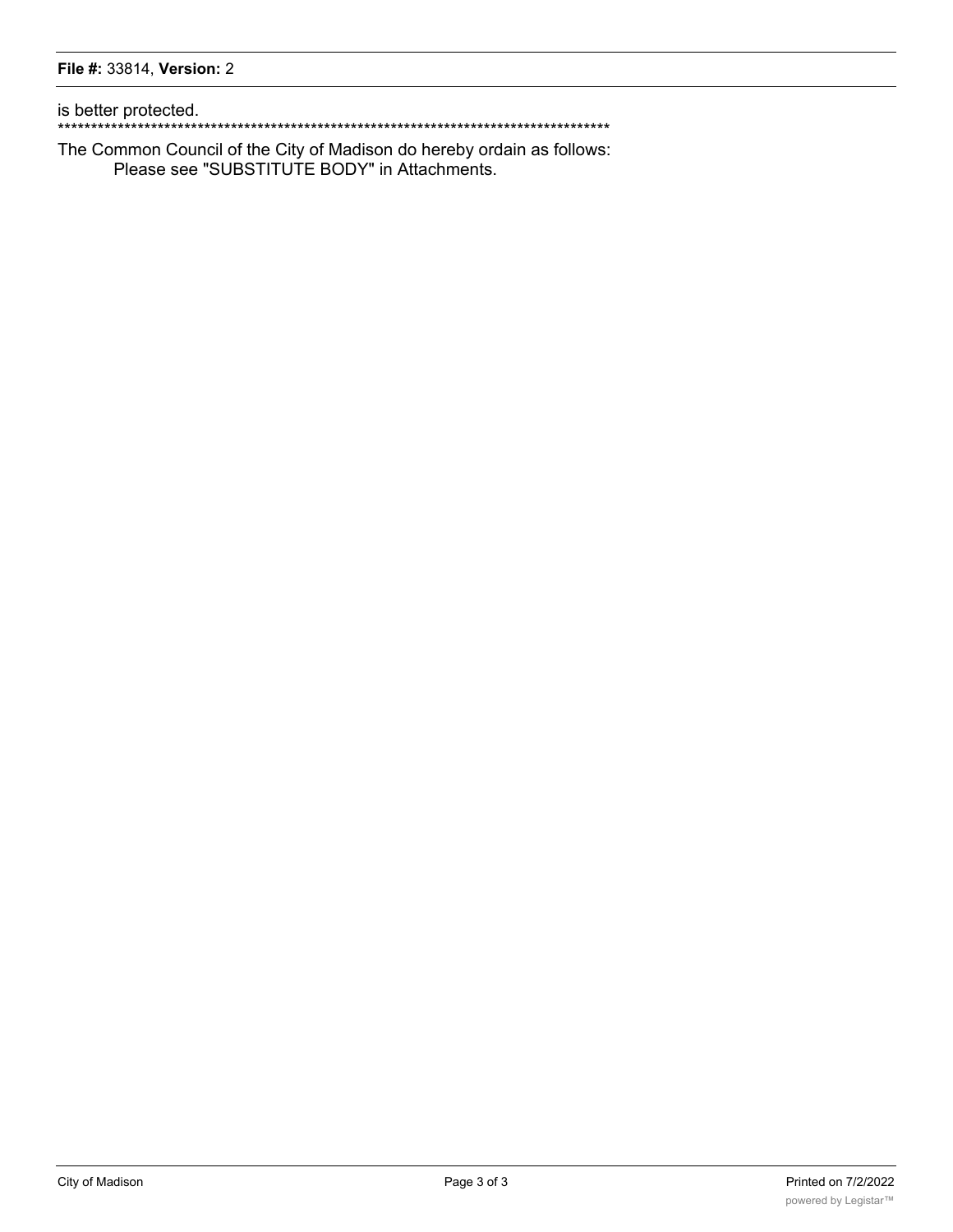is better protected.

*************************************************************************************

The Common Council of the City of Madison do hereby ordain as follows:

Please see "SUBSTITUTE BODY" in Attachments.